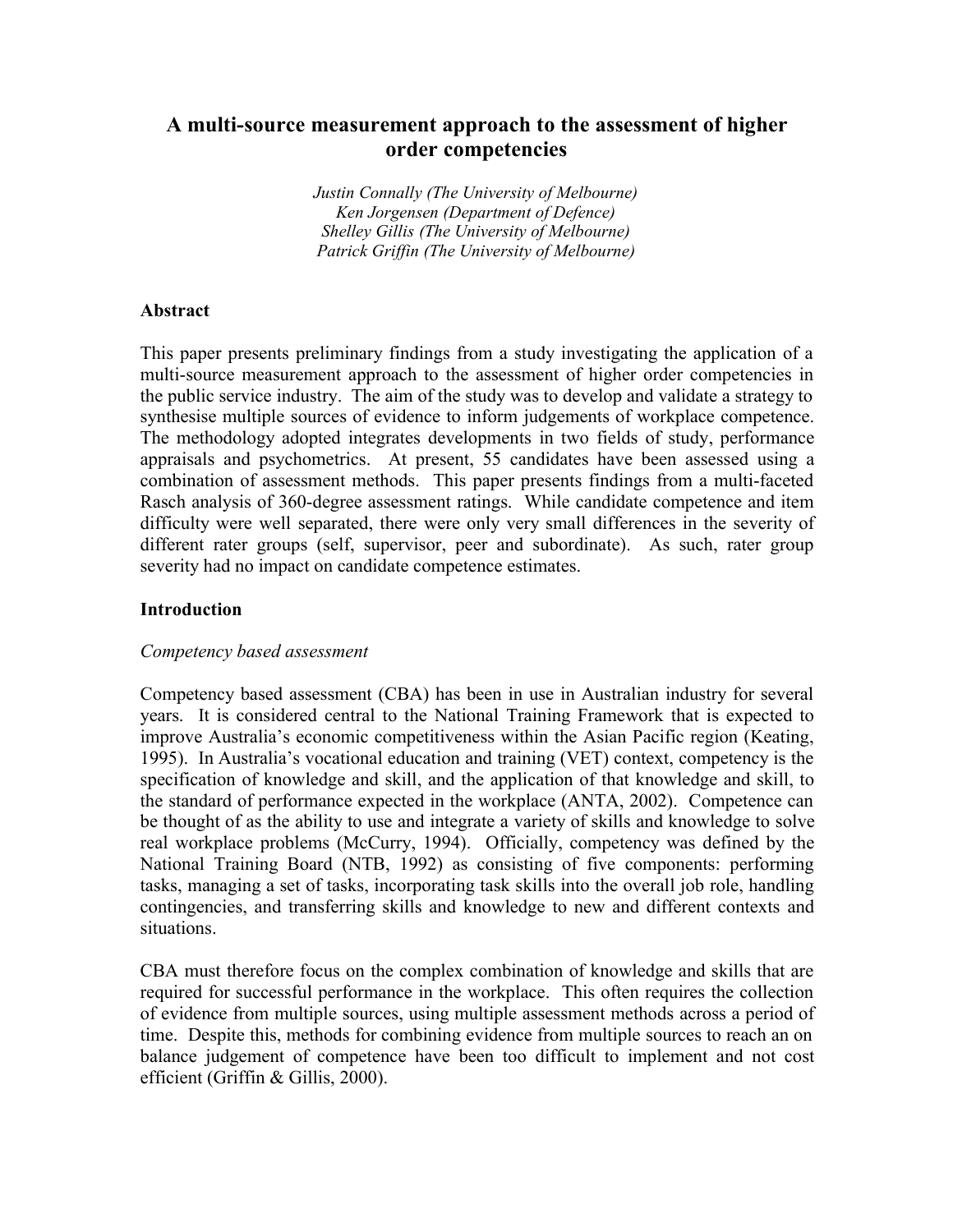# A multi-source measurement approach to the assessment of higher order competencies

*Justin Connally (The University of Melbourne)*
*Ken Jorgensen (Department of Defence)*
*Shelley Gillis (The University of Melbourne)*
*Patrick Griffin (The University of Melbourne)*

## Abstract

This paper presents preliminary findings from a study investigating the application of a multi-source measurement approach to the assessment of higher order competencies in the public service industry. The aim of the study was to develop and validate a strategy to synthesise multiple sources of evidence to inform judgements of workplace competence. The methodology adopted integrates developments in two fields of study, performance appraisals and psychometrics. At present, 55 candidates have been assessed using a combination of assessment methods. This paper presents findings from a multi-faceted Rasch analysis of 360-degree assessment ratings. While candidate competence and item difficulty were well separated, there were only very small differences in the severity of different rater groups (self, supervisor, peer and subordinate). As such, rater group severity had no impact on candidate competence estimates.

## Introduction

### *Competency based assessment*

Competency based assessment (CBA) has been in use in Australian industry for several years. It is considered central to the National Training Framework that is expected to improve Australia's economic competitiveness within the Asian Pacific region (Keating, 1995). In Australia's vocational education and training (VET) context, competency is the specification of knowledge and skill, and the application of that knowledge and skill, to the standard of performance expected in the workplace (ANTA, 2002). Competence can be thought of as the ability to use and integrate a variety of skills and knowledge to solve real workplace problems (McCurry, 1994). Officially, competency was defined by the National Training Board (NTB, 1992) as consisting of five components: performing tasks, managing a set of tasks, incorporating task skills into the overall job role, handling contingencies, and transferring skills and knowledge to new and different contexts and situations.

CBA must therefore focus on the complex combination of knowledge and skills that are required for successful performance in the workplace. This often requires the collection of evidence from multiple sources, using multiple assessment methods across a period of time. Despite this, methods for combining evidence from multiple sources to reach an on balance judgement of competence have been too difficult to implement and not cost efficient (Griffin & Gillis, 2000).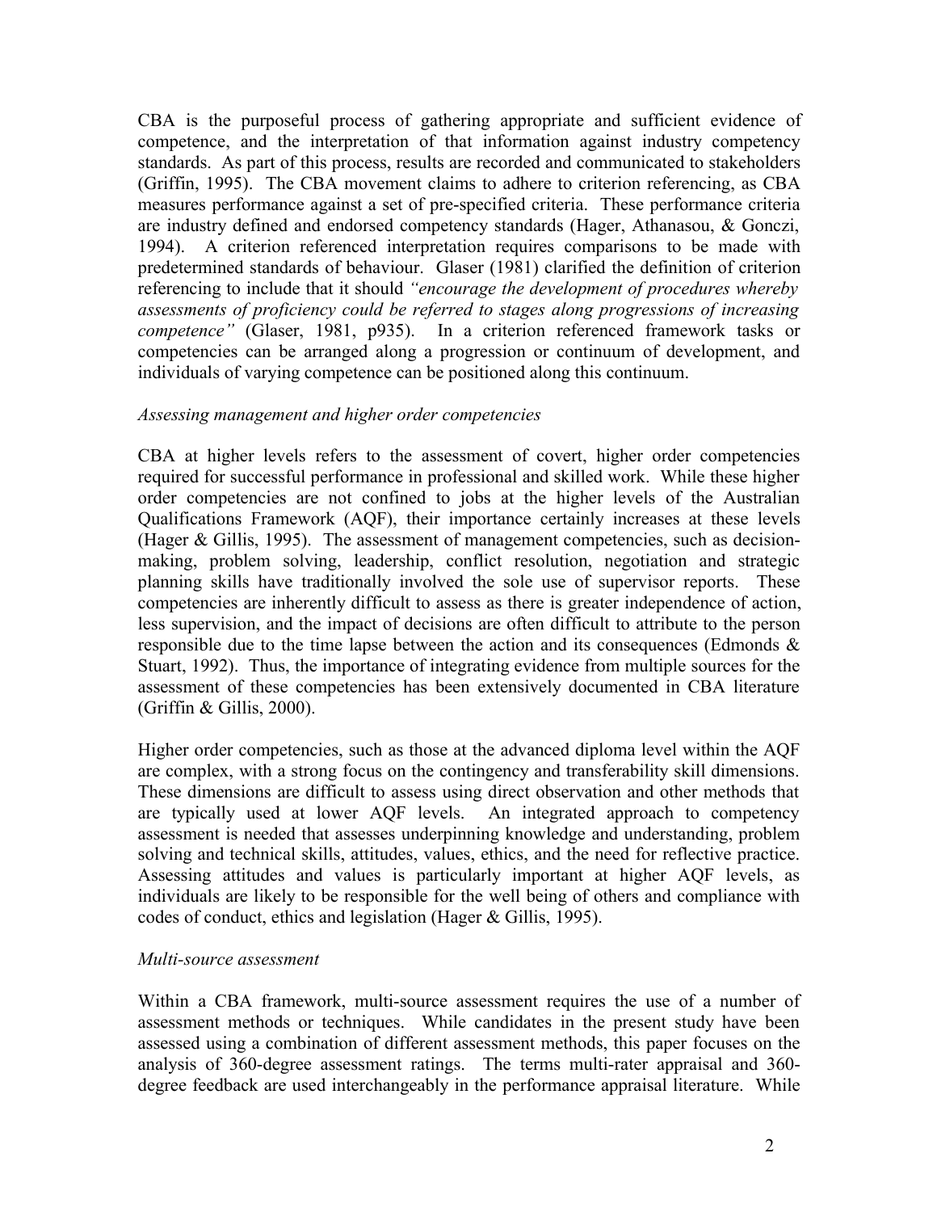CBA is the purposeful process of gathering appropriate and sufficient evidence of competence, and the interpretation of that information against industry competency standards. As part of this process, results are recorded and communicated to stakeholders (Griffin, 1995). The CBA movement claims to adhere to criterion referencing, as CBA measures performance against a set of pre-specified criteria. These performance criteria are industry defined and endorsed competency standards (Hager, Athanasou, & Gonczi, 1994). A criterion referenced interpretation requires comparisons to be made with predetermined standards of behaviour. Glaser (1981) clarified the definition of criterion referencing to include that it should *"encourage the development of procedures whereby assessments of proficiency could be referred to stages along progressions of increasing competence"* (Glaser, 1981, p935). In a criterion referenced framework tasks or competencies can be arranged along a progression or continuum of development, and individuals of varying competence can be positioned along this continuum.

*Assessing management and higher order competencies*

CBA at higher levels refers to the assessment of covert, higher order competencies required for successful performance in professional and skilled work. While these higher order competencies are not confined to jobs at the higher levels of the Australian Qualifications Framework (AQF), their importance certainly increases at these levels (Hager & Gillis, 1995). The assessment of management competencies, such as decision-making, problem solving, leadership, conflict resolution, negotiation and strategic planning skills have traditionally involved the sole use of supervisor reports. These competencies are inherently difficult to assess as there is greater independence of action, less supervision, and the impact of decisions are often difficult to attribute to the person responsible due to the time lapse between the action and its consequences (Edmonds & Stuart, 1992). Thus, the importance of integrating evidence from multiple sources for the assessment of these competencies has been extensively documented in CBA literature (Griffin & Gillis, 2000).

Higher order competencies, such as those at the advanced diploma level within the AQF are complex, with a strong focus on the contingency and transferability skill dimensions. These dimensions are difficult to assess using direct observation and other methods that are typically used at lower AQF levels. An integrated approach to competency assessment is needed that assesses underpinning knowledge and understanding, problem solving and technical skills, attitudes, values, ethics, and the need for reflective practice. Assessing attitudes and values is particularly important at higher AQF levels, as individuals are likely to be responsible for the well being of others and compliance with codes of conduct, ethics and legislation (Hager & Gillis, 1995).

*Multi-source assessment*

Within a CBA framework, multi-source assessment requires the use of a number of assessment methods or techniques. While candidates in the present study have been assessed using a combination of different assessment methods, this paper focuses on the analysis of 360-degree assessment ratings. The terms multi-rater appraisal and 360-degree feedback are used interchangeably in the performance appraisal literature. While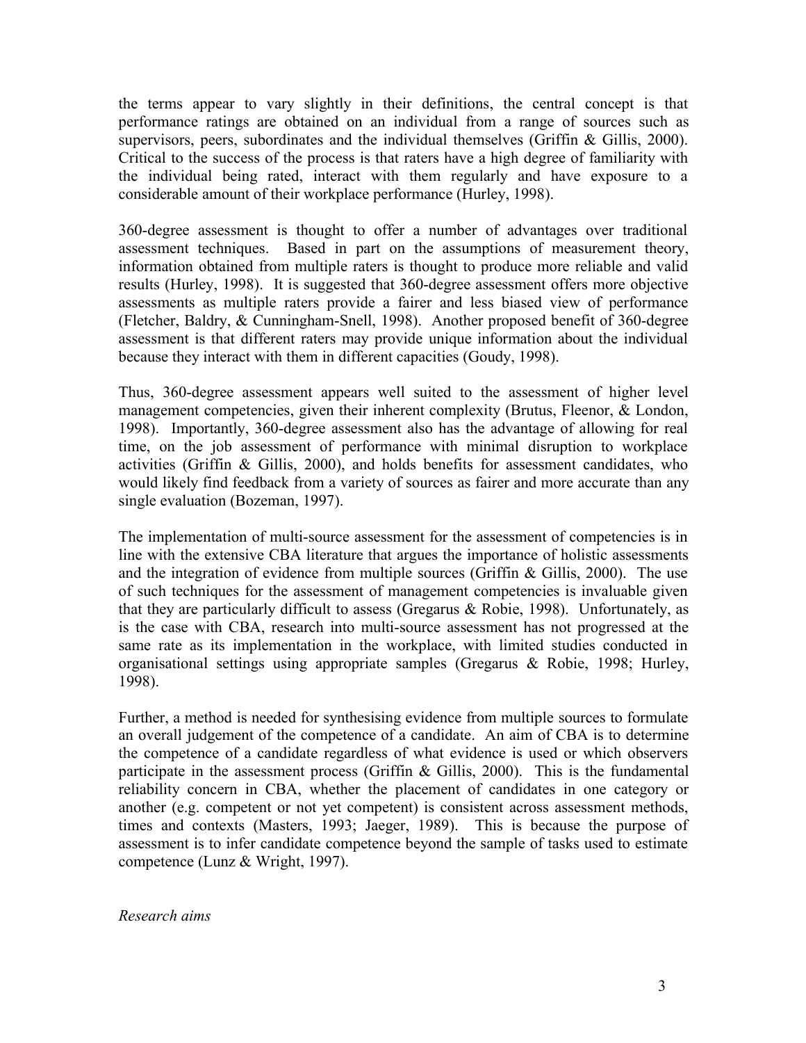the terms appear to vary slightly in their definitions, the central concept is that performance ratings are obtained on an individual from a range of sources such as supervisors, peers, subordinates and the individual themselves (Griffin & Gillis, 2000). Critical to the success of the process is that raters have a high degree of familiarity with the individual being rated, interact with them regularly and have exposure to a considerable amount of their workplace performance (Hurley, 1998).

360-degree assessment is thought to offer a number of advantages over traditional assessment techniques. Based in part on the assumptions of measurement theory, information obtained from multiple raters is thought to produce more reliable and valid results (Hurley, 1998). It is suggested that 360-degree assessment offers more objective assessments as multiple raters provide a fairer and less biased view of performance (Fletcher, Baldry, & Cunningham-Snell, 1998). Another proposed benefit of 360-degree assessment is that different raters may provide unique information about the individual because they interact with them in different capacities (Goudy, 1998).

Thus, 360-degree assessment appears well suited to the assessment of higher level management competencies, given their inherent complexity (Brutus, Fleenor, & London, 1998). Importantly, 360-degree assessment also has the advantage of allowing for real time, on the job assessment of performance with minimal disruption to workplace activities (Griffin & Gillis, 2000), and holds benefits for assessment candidates, who would likely find feedback from a variety of sources as fairer and more accurate than any single evaluation (Bozeman, 1997).

The implementation of multi-source assessment for the assessment of competencies is in line with the extensive CBA literature that argues the importance of holistic assessments and the integration of evidence from multiple sources (Griffin & Gillis, 2000). The use of such techniques for the assessment of management competencies is invaluable given that they are particularly difficult to assess (Gregarus & Robie, 1998). Unfortunately, as is the case with CBA, research into multi-source assessment has not progressed at the same rate as its implementation in the workplace, with limited studies conducted in organisational settings using appropriate samples (Gregarus & Robie, 1998; Hurley, 1998).

Further, a method is needed for synthesising evidence from multiple sources to formulate an overall judgement of the competence of a candidate. An aim of CBA is to determine the competence of a candidate regardless of what evidence is used or which observers participate in the assessment process (Griffin & Gillis, 2000). This is the fundamental reliability concern in CBA, whether the placement of candidates in one category or another (e.g. competent or not yet competent) is consistent across assessment methods, times and contexts (Masters, 1993; Jaeger, 1989). This is because the purpose of assessment is to infer candidate competence beyond the sample of tasks used to estimate competence (Lunz & Wright, 1997).

*Research aims*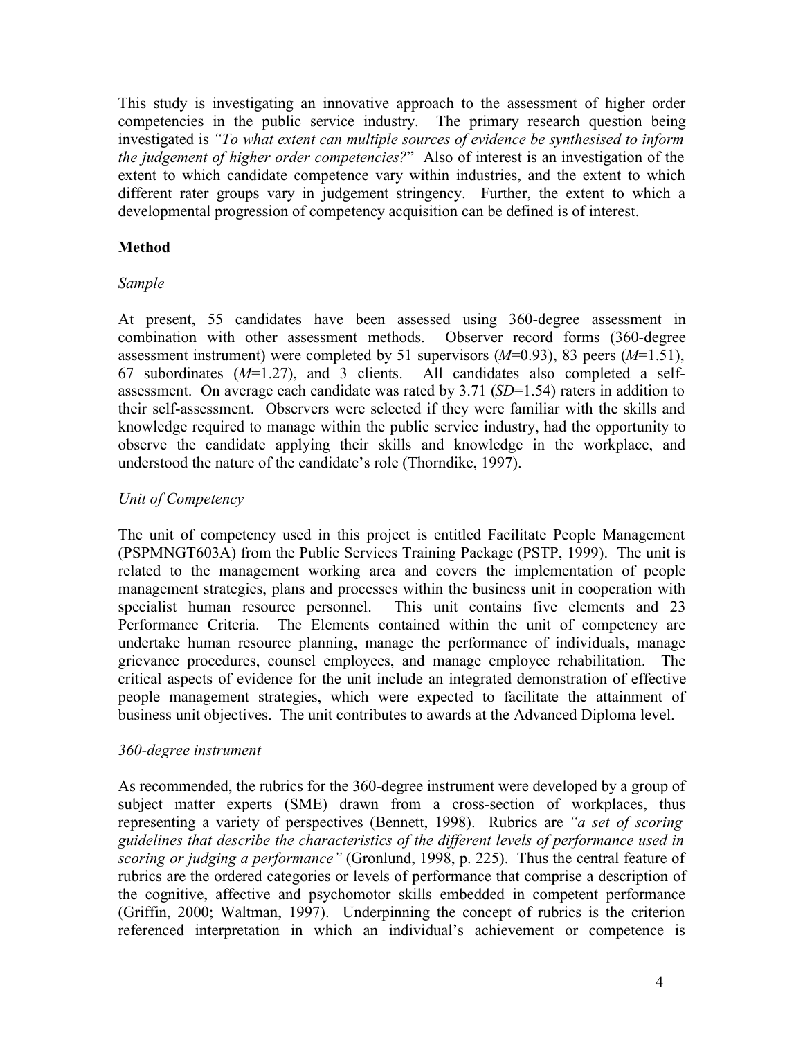This study is investigating an innovative approach to the assessment of higher order competencies in the public service industry. The primary research question being investigated is *"To what extent can multiple sources of evidence be synthesised to inform the judgement of higher order competencies?"* Also of interest is an investigation of the extent to which candidate competence vary within industries, and the extent to which different rater groups vary in judgement stringency. Further, the extent to which a developmental progression of competency acquisition can be defined is of interest.

**Method**

*Sample*

At present, 55 candidates have been assessed using 360-degree assessment in combination with other assessment methods. Observer record forms (360-degree assessment instrument) were completed by 51 supervisors ($M$=0.93), 83 peers ($M$=1.51), 67 subordinates ($M$=1.27), and 3 clients. All candidates also completed a self-assessment. On average each candidate was rated by 3.71 ($SD$=1.54) raters in addition to their self-assessment. Observers were selected if they were familiar with the skills and knowledge required to manage within the public service industry, had the opportunity to observe the candidate applying their skills and knowledge in the workplace, and understood the nature of the candidate's role (Thorndike, 1997).

*Unit of Competency*

The unit of competency used in this project is entitled Facilitate People Management (PSPMNGT603A) from the Public Services Training Package (PSTP, 1999). The unit is related to the management working area and covers the implementation of people management strategies, plans and processes within the business unit in cooperation with specialist human resource personnel. This unit contains five elements and 23 Performance Criteria. The Elements contained within the unit of competency are undertake human resource planning, manage the performance of individuals, manage grievance procedures, counsel employees, and manage employee rehabilitation. The critical aspects of evidence for the unit include an integrated demonstration of effective people management strategies, which were expected to facilitate the attainment of business unit objectives. The unit contributes to awards at the Advanced Diploma level.

*360-degree instrument*

As recommended, the rubrics for the 360-degree instrument were developed by a group of subject matter experts (SME) drawn from a cross-section of workplaces, thus representing a variety of perspectives (Bennett, 1998). Rubrics are *"a set of scoring guidelines that describe the characteristics of the different levels of performance used in scoring or judging a performance"* (Gronlund, 1998, p. 225). Thus the central feature of rubrics are the ordered categories or levels of performance that comprise a description of the cognitive, affective and psychomotor skills embedded in competent performance (Griffin, 2000; Waltman, 1997). Underpinning the concept of rubrics is the criterion referenced interpretation in which an individual's achievement or competence is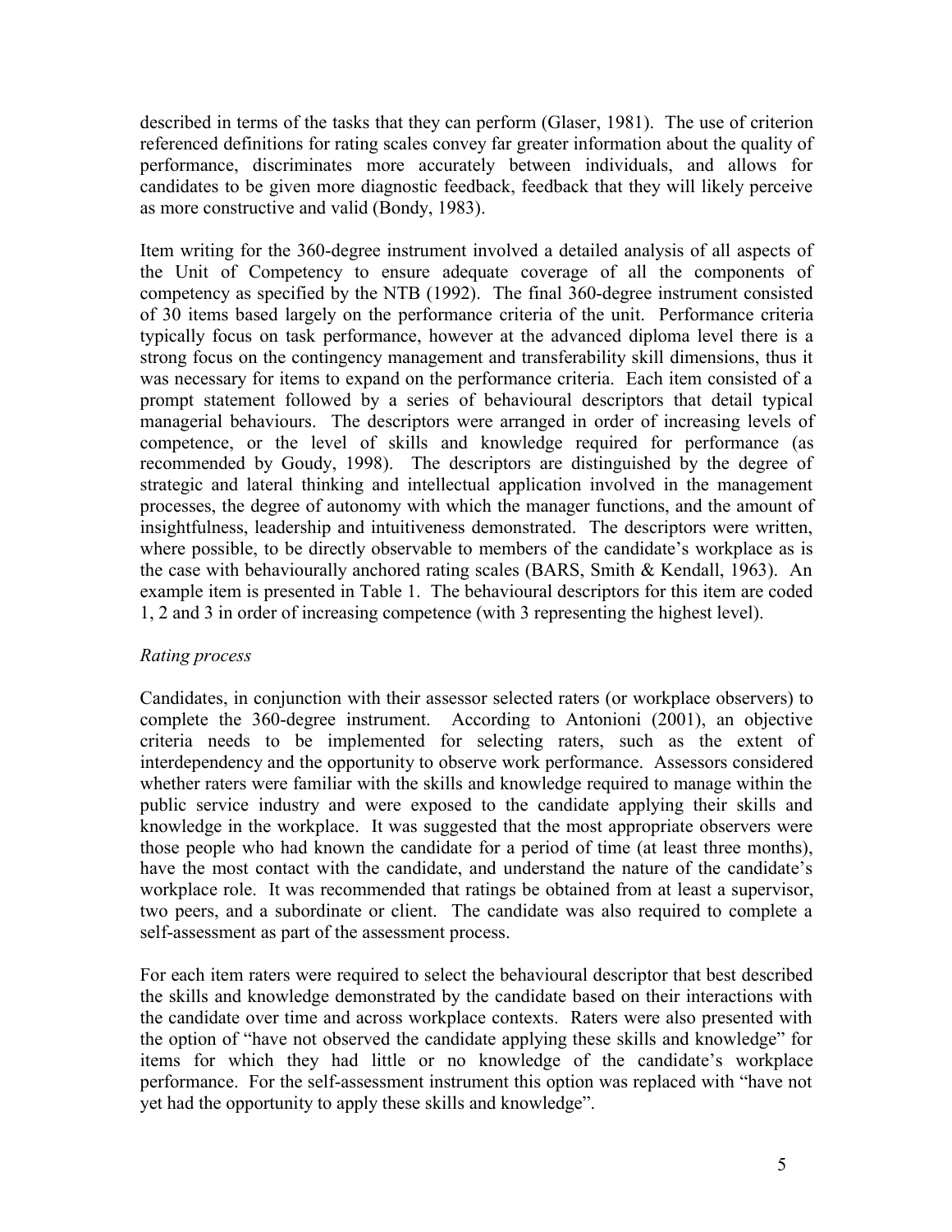described in terms of the tasks that they can perform (Glaser, 1981). The use of criterion referenced definitions for rating scales convey far greater information about the quality of performance, discriminates more accurately between individuals, and allows for candidates to be given more diagnostic feedback, feedback that they will likely perceive as more constructive and valid (Bondy, 1983).

Item writing for the 360-degree instrument involved a detailed analysis of all aspects of the Unit of Competency to ensure adequate coverage of all the components of competency as specified by the NTB (1992). The final 360-degree instrument consisted of 30 items based largely on the performance criteria of the unit. Performance criteria typically focus on task performance, however at the advanced diploma level there is a strong focus on the contingency management and transferability skill dimensions, thus it was necessary for items to expand on the performance criteria. Each item consisted of a prompt statement followed by a series of behavioural descriptors that detail typical managerial behaviours. The descriptors were arranged in order of increasing levels of competence, or the level of skills and knowledge required for performance (as recommended by Goudy, 1998). The descriptors are distinguished by the degree of strategic and lateral thinking and intellectual application involved in the management processes, the degree of autonomy with which the manager functions, and the amount of insightfulness, leadership and intuitiveness demonstrated. The descriptors were written, where possible, to be directly observable to members of the candidate's workplace as is the case with behaviourally anchored rating scales (BARS, Smith & Kendall, 1963). An example item is presented in Table 1. The behavioural descriptors for this item are coded 1, 2 and 3 in order of increasing competence (with 3 representing the highest level).

*Rating process*

Candidates, in conjunction with their assessor selected raters (or workplace observers) to complete the 360-degree instrument. According to Antonioni (2001), an objective criteria needs to be implemented for selecting raters, such as the extent of interdependency and the opportunity to observe work performance. Assessors considered whether raters were familiar with the skills and knowledge required to manage within the public service industry and were exposed to the candidate applying their skills and knowledge in the workplace. It was suggested that the most appropriate observers were those people who had known the candidate for a period of time (at least three months), have the most contact with the candidate, and understand the nature of the candidate's workplace role. It was recommended that ratings be obtained from at least a supervisor, two peers, and a subordinate or client. The candidate was also required to complete a self-assessment as part of the assessment process.

For each item raters were required to select the behavioural descriptor that best described the skills and knowledge demonstrated by the candidate based on their interactions with the candidate over time and across workplace contexts. Raters were also presented with the option of "have not observed the candidate applying these skills and knowledge" for items for which they had little or no knowledge of the candidate's workplace performance. For the self-assessment instrument this option was replaced with "have not yet had the opportunity to apply these skills and knowledge".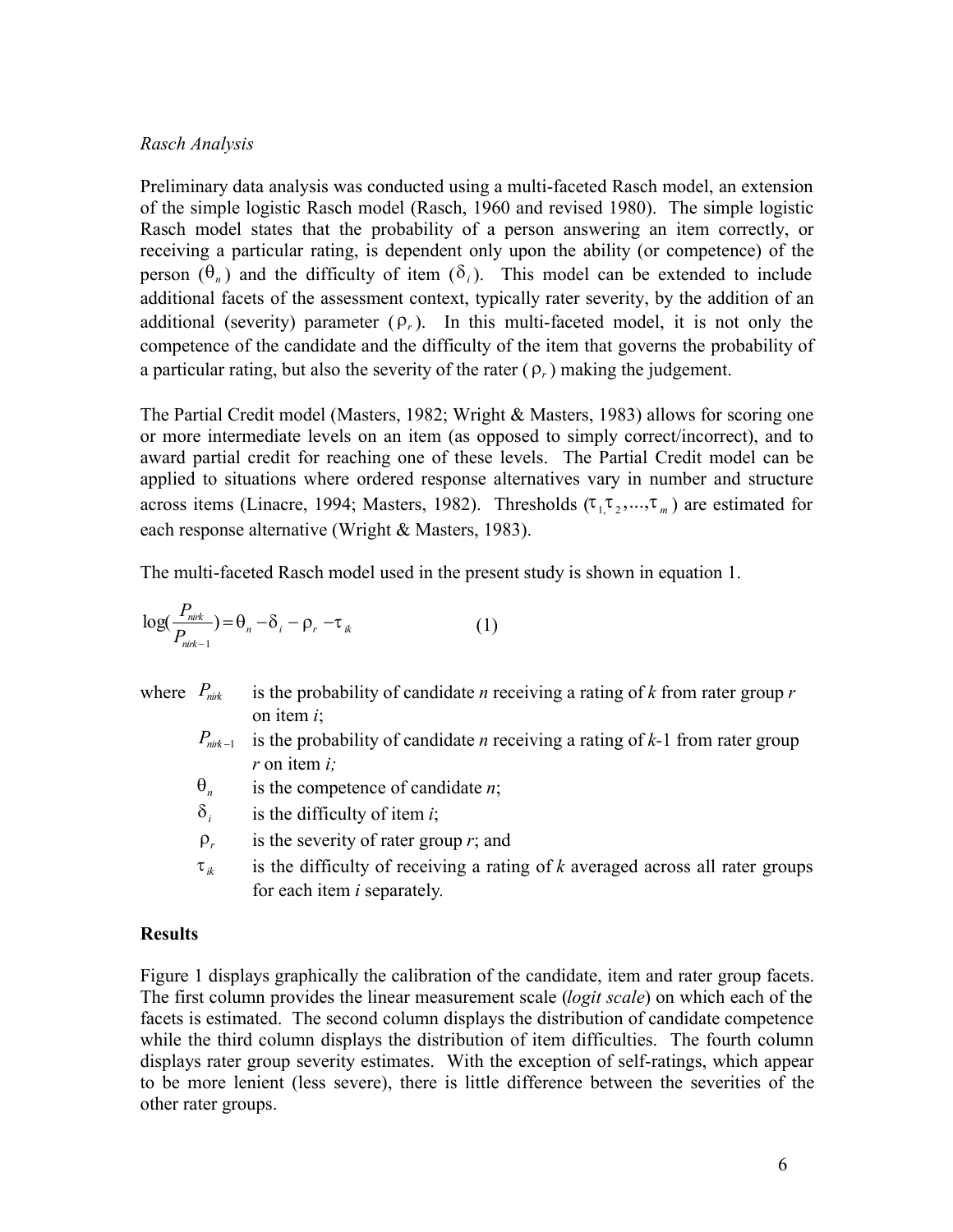*Rasch Analysis*

Preliminary data analysis was conducted using a multi-faceted Rasch model, an extension of the simple logistic Rasch model (Rasch, 1960 and revised 1980). The simple logistic Rasch model states that the probability of a person answering an item correctly, or receiving a particular rating, is dependent only upon the ability (or competence) of the person ($\theta_n$) and the difficulty of item ($\delta_i$). This model can be extended to include additional facets of the assessment context, typically rater severity, by the addition of an additional (severity) parameter ($\rho_r$). In this multi-faceted model, it is not only the competence of the candidate and the difficulty of the item that governs the probability of a particular rating, but also the severity of the rater ($\rho_r$) making the judgement.

The Partial Credit model (Masters, 1982; Wright & Masters, 1983) allows for scoring one or more intermediate levels on an item (as opposed to simply correct/incorrect), and to award partial credit for reaching one of these levels. The Partial Credit model can be applied to situations where ordered response alternatives vary in number and structure across items (Linacre, 1994; Masters, 1982). Thresholds ($\tau_1, \tau_2, ..., \tau_m$) are estimated for each response alternative (Wright & Masters, 1983).

The multi-faceted Rasch model used in the present study is shown in equation 1.

$$\log\left(\frac{P_{nirk}}{P_{nirk-1}}\right) = \theta_n - \delta_i - \rho_r - \tau_{ik} \qquad (1)$$

where $P_{nirk}$ is the probability of candidate *n* receiving a rating of *k* from rater group *r* on item *i*;

$P_{nirk-1}$ is the probability of candidate *n* receiving a rating of *k*-1 from rater group *r* on item *i;*

$\theta_n$ is the competence of candidate *n*;

$\delta_i$ is the difficulty of item *i*;

$\rho_r$ is the severity of rater group *r*; and

$\tau_{ik}$ is the difficulty of receiving a rating of *k* averaged across all rater groups for each item *i* separately.

## Results

Figure 1 displays graphically the calibration of the candidate, item and rater group facets. The first column provides the linear measurement scale (*logit scale*) on which each of the facets is estimated. The second column displays the distribution of candidate competence while the third column displays the distribution of item difficulties. The fourth column displays rater group severity estimates. With the exception of self-ratings, which appear to be more lenient (less severe), there is little difference between the severities of the other rater groups.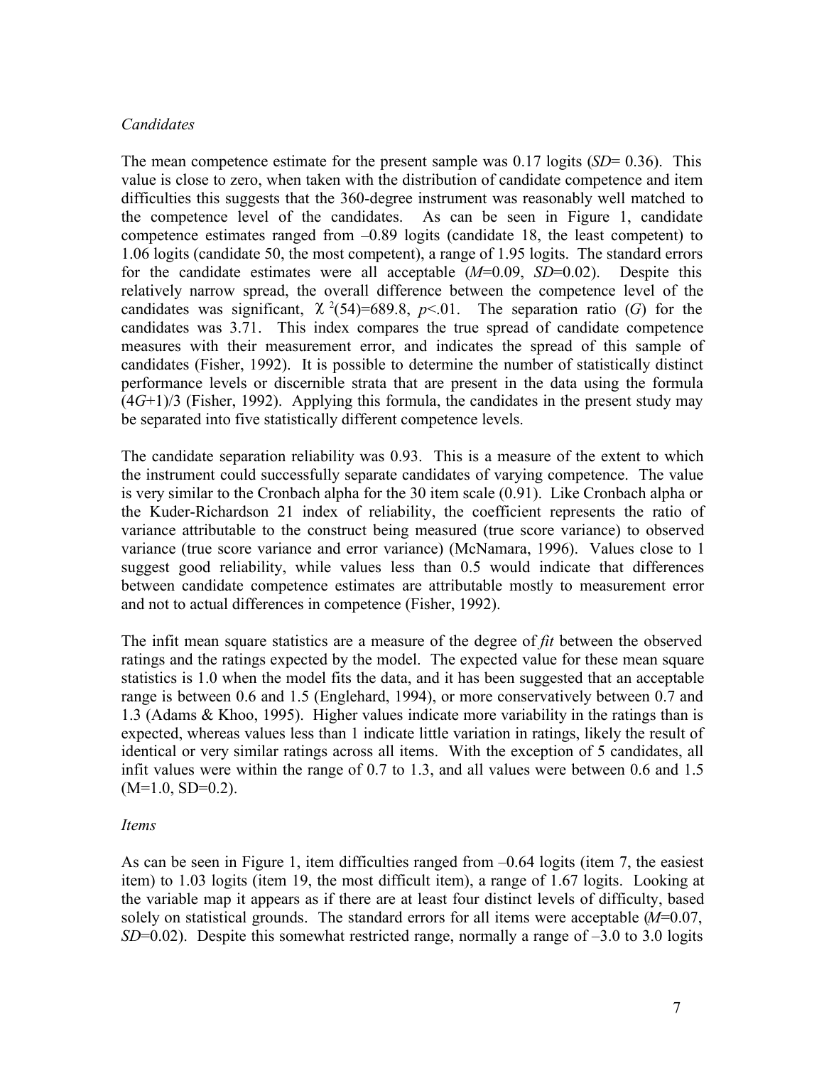*Candidates*

The mean competence estimate for the present sample was 0.17 logits (*SD*= 0.36). This value is close to zero, when taken with the distribution of candidate competence and item difficulties this suggests that the 360-degree instrument was reasonably well matched to the competence level of the candidates. As can be seen in Figure 1, candidate competence estimates ranged from –0.89 logits (candidate 18, the least competent) to 1.06 logits (candidate 50, the most competent), a range of 1.95 logits. The standard errors for the candidate estimates were all acceptable (*M*=0.09, *SD*=0.02). Despite this relatively narrow spread, the overall difference between the competence level of the candidates was significant, $\chi^2(54)=689.8$, $p<.01$. The separation ratio (*G*) for the candidates was 3.71. This index compares the true spread of candidate competence measures with their measurement error, and indicates the spread of this sample of candidates (Fisher, 1992). It is possible to determine the number of statistically distinct performance levels or discernible strata that are present in the data using the formula $(4G+1)/3$ (Fisher, 1992). Applying this formula, the candidates in the present study may be separated into five statistically different competence levels.

The candidate separation reliability was 0.93. This is a measure of the extent to which the instrument could successfully separate candidates of varying competence. The value is very similar to the Cronbach alpha for the 30 item scale (0.91). Like Cronbach alpha or the Kuder-Richardson 21 index of reliability, the coefficient represents the ratio of variance attributable to the construct being measured (true score variance) to observed variance (true score variance and error variance) (McNamara, 1996). Values close to 1 suggest good reliability, while values less than 0.5 would indicate that differences between candidate competence estimates are attributable mostly to measurement error and not to actual differences in competence (Fisher, 1992).

The infit mean square statistics are a measure of the degree of *fit* between the observed ratings and the ratings expected by the model. The expected value for these mean square statistics is 1.0 when the model fits the data, and it has been suggested that an acceptable range is between 0.6 and 1.5 (Englehard, 1994), or more conservatively between 0.7 and 1.3 (Adams & Khoo, 1995). Higher values indicate more variability in the ratings than is expected, whereas values less than 1 indicate little variation in ratings, likely the result of identical or very similar ratings across all items. With the exception of 5 candidates, all infit values were within the range of 0.7 to 1.3, and all values were between 0.6 and 1.5 (M=1.0, SD=0.2).

*Items*

As can be seen in Figure 1, item difficulties ranged from –0.64 logits (item 7, the easiest item) to 1.03 logits (item 19, the most difficult item), a range of 1.67 logits. Looking at the variable map it appears as if there are at least four distinct levels of difficulty, based solely on statistical grounds. The standard errors for all items were acceptable (*M*=0.07, *SD*=0.02). Despite this somewhat restricted range, normally a range of –3.0 to 3.0 logits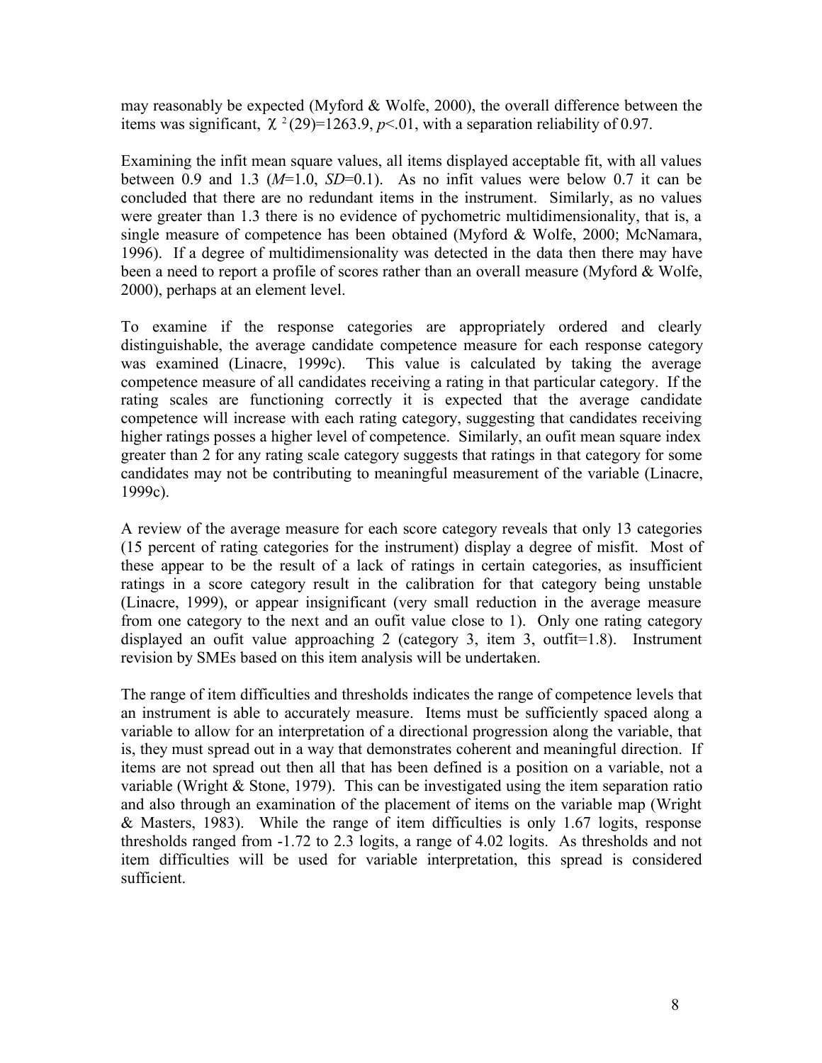may reasonably be expected (Myford & Wolfe, 2000), the overall difference between the items was significant, $\chi^2(29)=1263.9$, $p<.01$, with a separation reliability of 0.97.

Examining the infit mean square values, all items displayed acceptable fit, with all values between 0.9 and 1.3 (*M*=1.0, *SD*=0.1). As no infit values were below 0.7 it can be concluded that there are no redundant items in the instrument. Similarly, as no values were greater than 1.3 there is no evidence of pychometric multidimensionality, that is, a single measure of competence has been obtained (Myford & Wolfe, 2000; McNamara, 1996). If a degree of multidimensionality was detected in the data then there may have been a need to report a profile of scores rather than an overall measure (Myford & Wolfe, 2000), perhaps at an element level.

To examine if the response categories are appropriately ordered and clearly distinguishable, the average candidate competence measure for each response category was examined (Linacre, 1999c). This value is calculated by taking the average competence measure of all candidates receiving a rating in that particular category. If the rating scales are functioning correctly it is expected that the average candidate competence will increase with each rating category, suggesting that candidates receiving higher ratings posses a higher level of competence. Similarly, an oufit mean square index greater than 2 for any rating scale category suggests that ratings in that category for some candidates may not be contributing to meaningful measurement of the variable (Linacre, 1999c).

A review of the average measure for each score category reveals that only 13 categories (15 percent of rating categories for the instrument) display a degree of misfit. Most of these appear to be the result of a lack of ratings in certain categories, as insufficient ratings in a score category result in the calibration for that category being unstable (Linacre, 1999), or appear insignificant (very small reduction in the average measure from one category to the next and an oufit value close to 1). Only one rating category displayed an oufit value approaching 2 (category 3, item 3, outfit=1.8). Instrument revision by SMEs based on this item analysis will be undertaken.

The range of item difficulties and thresholds indicates the range of competence levels that an instrument is able to accurately measure. Items must be sufficiently spaced along a variable to allow for an interpretation of a directional progression along the variable, that is, they must spread out in a way that demonstrates coherent and meaningful direction. If items are not spread out then all that has been defined is a position on a variable, not a variable (Wright & Stone, 1979). This can be investigated using the item separation ratio and also through an examination of the placement of items on the variable map (Wright & Masters, 1983). While the range of item difficulties is only 1.67 logits, response thresholds ranged from -1.72 to 2.3 logits, a range of 4.02 logits. As thresholds and not item difficulties will be used for variable interpretation, this spread is considered sufficient.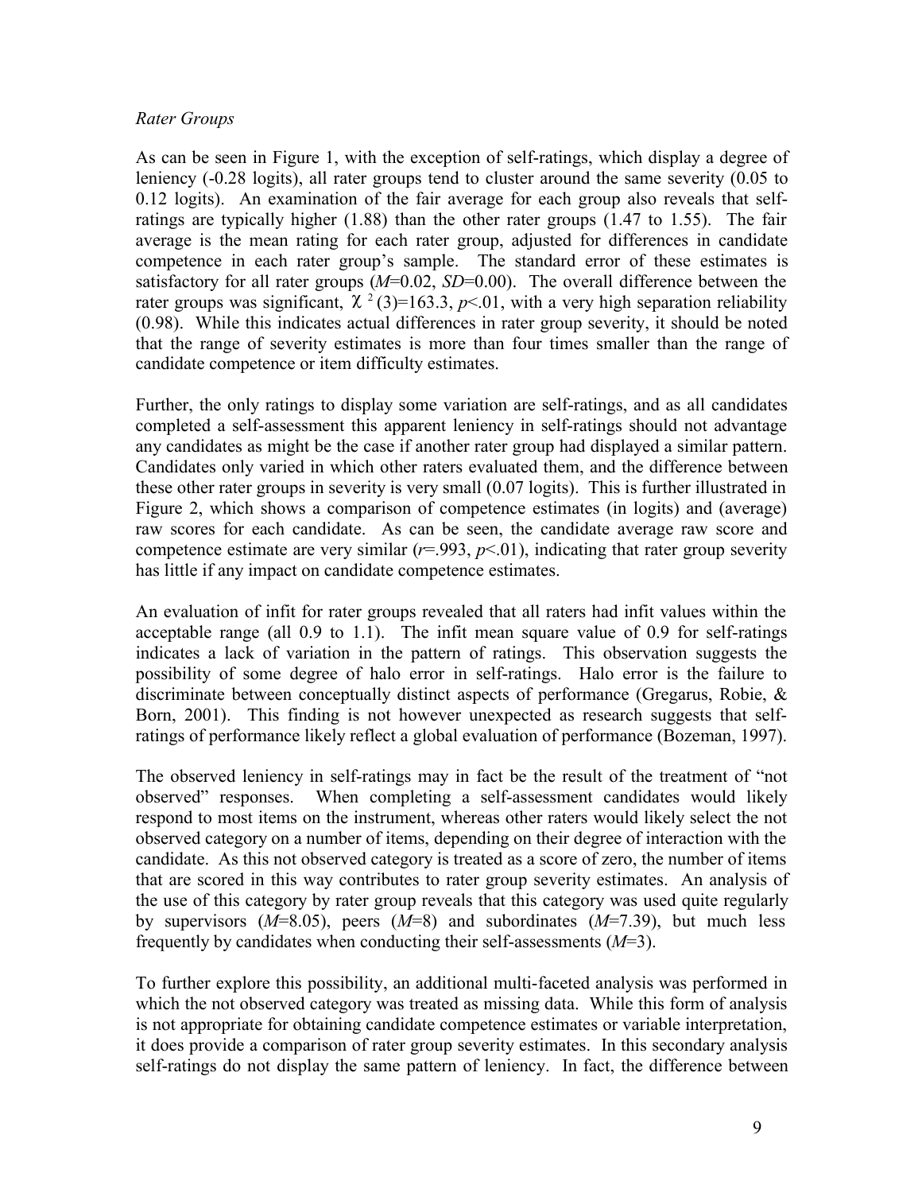*Rater Groups*

As can be seen in Figure 1, with the exception of self-ratings, which display a degree of leniency (-0.28 logits), all rater groups tend to cluster around the same severity (0.05 to 0.12 logits). An examination of the fair average for each group also reveals that self-ratings are typically higher (1.88) than the other rater groups (1.47 to 1.55). The fair average is the mean rating for each rater group, adjusted for differences in candidate competence in each rater group's sample. The standard error of these estimates is satisfactory for all rater groups ($M$=0.02, $SD$=0.00). The overall difference between the rater groups was significant, $\chi^2(3)$=163.3, $p$<.01, with a very high separation reliability (0.98). While this indicates actual differences in rater group severity, it should be noted that the range of severity estimates is more than four times smaller than the range of candidate competence or item difficulty estimates.

Further, the only ratings to display some variation are self-ratings, and as all candidates completed a self-assessment this apparent leniency in self-ratings should not advantage any candidates as might be the case if another rater group had displayed a similar pattern. Candidates only varied in which other raters evaluated them, and the difference between these other rater groups in severity is very small (0.07 logits). This is further illustrated in Figure 2, which shows a comparison of competence estimates (in logits) and (average) raw scores for each candidate. As can be seen, the candidate average raw score and competence estimate are very similar ($r$=.993, $p$<.01), indicating that rater group severity has little if any impact on candidate competence estimates.

An evaluation of infit for rater groups revealed that all raters had infit values within the acceptable range (all 0.9 to 1.1). The infit mean square value of 0.9 for self-ratings indicates a lack of variation in the pattern of ratings. This observation suggests the possibility of some degree of halo error in self-ratings. Halo error is the failure to discriminate between conceptually distinct aspects of performance (Gregarus, Robie, & Born, 2001). This finding is not however unexpected as research suggests that self-ratings of performance likely reflect a global evaluation of performance (Bozeman, 1997).

The observed leniency in self-ratings may in fact be the result of the treatment of "not observed" responses. When completing a self-assessment candidates would likely respond to most items on the instrument, whereas other raters would likely select the not observed category on a number of items, depending on their degree of interaction with the candidate. As this not observed category is treated as a score of zero, the number of items that are scored in this way contributes to rater group severity estimates. An analysis of the use of this category by rater group reveals that this category was used quite regularly by supervisors ($M$=8.05), peers ($M$=8) and subordinates ($M$=7.39), but much less frequently by candidates when conducting their self-assessments ($M$=3).

To further explore this possibility, an additional multi-faceted analysis was performed in which the not observed category was treated as missing data. While this form of analysis is not appropriate for obtaining candidate competence estimates or variable interpretation, it does provide a comparison of rater group severity estimates. In this secondary analysis self-ratings do not display the same pattern of leniency. In fact, the difference between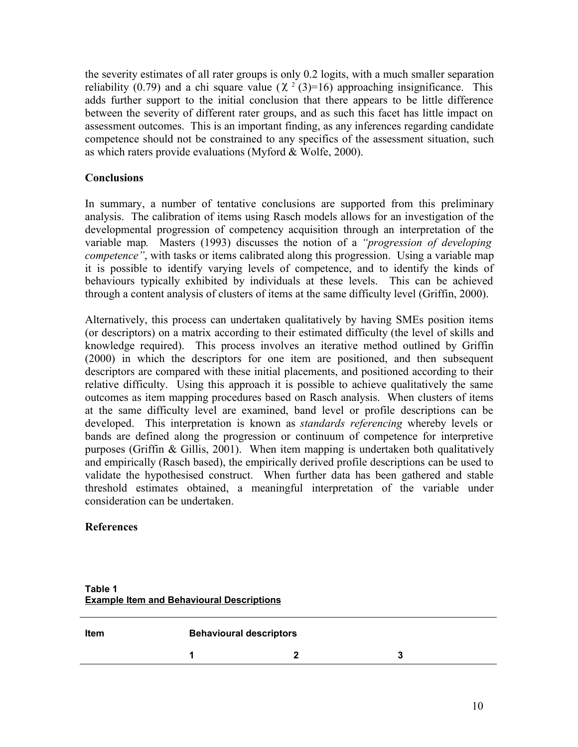the severity estimates of all rater groups is only 0.2 logits, with a much smaller separation reliability (0.79) and a chi square value ($\chi^2(3)=16$) approaching insignificance. This adds further support to the initial conclusion that there appears to be little difference between the severity of different rater groups, and as such this facet has little impact on assessment outcomes. This is an important finding, as any inferences regarding candidate competence should not be constrained to any specifics of the assessment situation, such as which raters provide evaluations (Myford & Wolfe, 2000).

## Conclusions

In summary, a number of tentative conclusions are supported from this preliminary analysis. The calibration of items using Rasch models allows for an investigation of the developmental progression of competency acquisition through an interpretation of the variable map. Masters (1993) discusses the notion of a *"progression of developing competence"*, with tasks or items calibrated along this progression. Using a variable map it is possible to identify varying levels of competence, and to identify the kinds of behaviours typically exhibited by individuals at these levels. This can be achieved through a content analysis of clusters of items at the same difficulty level (Griffin, 2000).

Alternatively, this process can undertaken qualitatively by having SMEs position items (or descriptors) on a matrix according to their estimated difficulty (the level of skills and knowledge required). This process involves an iterative method outlined by Griffin (2000) in which the descriptors for one item are positioned, and then subsequent descriptors are compared with these initial placements, and positioned according to their relative difficulty. Using this approach it is possible to achieve qualitatively the same outcomes as item mapping procedures based on Rasch analysis. When clusters of items at the same difficulty level are examined, band level or profile descriptions can be developed. This interpretation is known as *standards referencing* whereby levels or bands are defined along the progression or continuum of competence for interpretive purposes (Griffin & Gillis, 2001). When item mapping is undertaken both qualitatively and empirically (Rasch based), the empirically derived profile descriptions can be used to validate the hypothesised construct. When further data has been gathered and stable threshold estimates obtained, a meaningful interpretation of the variable under consideration can be undertaken.

## References

**Table 1**
**Example Item and Behavioural Descriptions**

| Item | Behavioural descriptors | | |
|---|---|---|---|
| | 1 | 2 | 3 |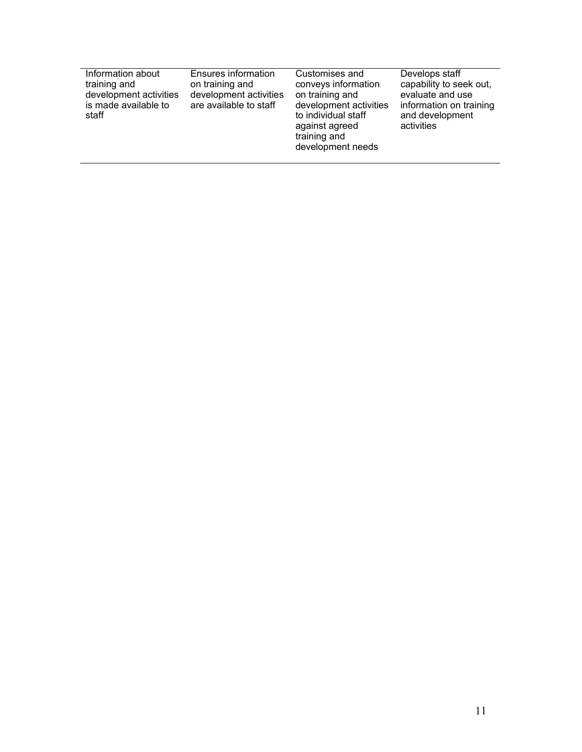| | | | |
|---|---|---|---|
| Information about training and development activities is made available to staff | Ensures information on training and development activities are available to staff | Customises and conveys information on training and development activities to individual staff against agreed training and development needs | Develops staff capability to seek out, evaluate and use information on training and development activities |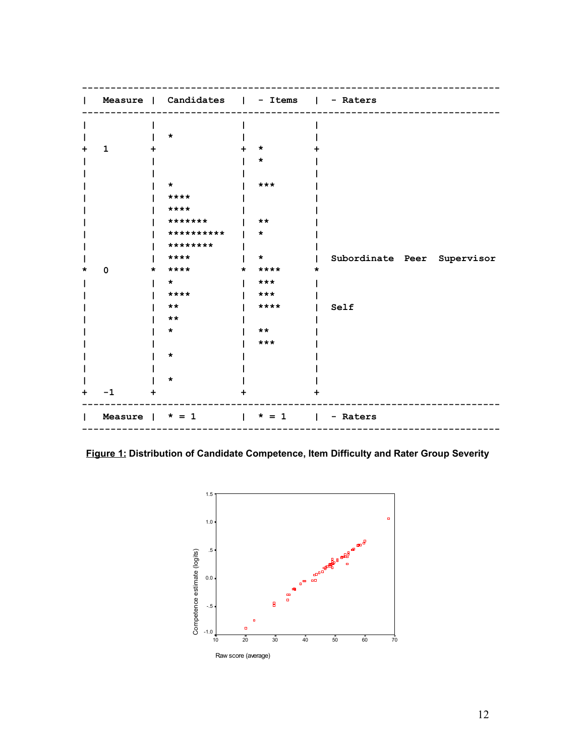```
---------------------------------------------------------------------------
|  Measure |  Candidates    |  - Items   |  - Raters
---------------------------------------------------------------------------
|          |                |            |
|          |  *             |            |
+  1       +                +  *         +
|          |                |  *         |
|          |                |            |
|          |  *             |  ***       |
|          |  ****          |            |
|          |  ****          |            |
|          |  *******       |  **        |
|          |  **********    |  *         |
|          |  ********      |            |
|          |  ****          |  *         |  Subordinate  Peer  Supervisor
*  0       *  ****          *  ****      *
|          |  *             |  ***       |
|          |  ****          |  ***       |
|          |  **            |  ****      |  Self
|          |  **            |            |
|          |  *             |  **        |
|          |                |  ***       |
|          |  *             |            |
|          |                |            |
|          |  *             |            |
+  -1      +                +            +
---------------------------------------------------------------------------
|  Measure |  * = 1         |  * = 1     |  - Raters
---------------------------------------------------------------------------
```

**Figure 1:** **Distribution of Candidate Competence, Item Difficulty and Rater Group Severity**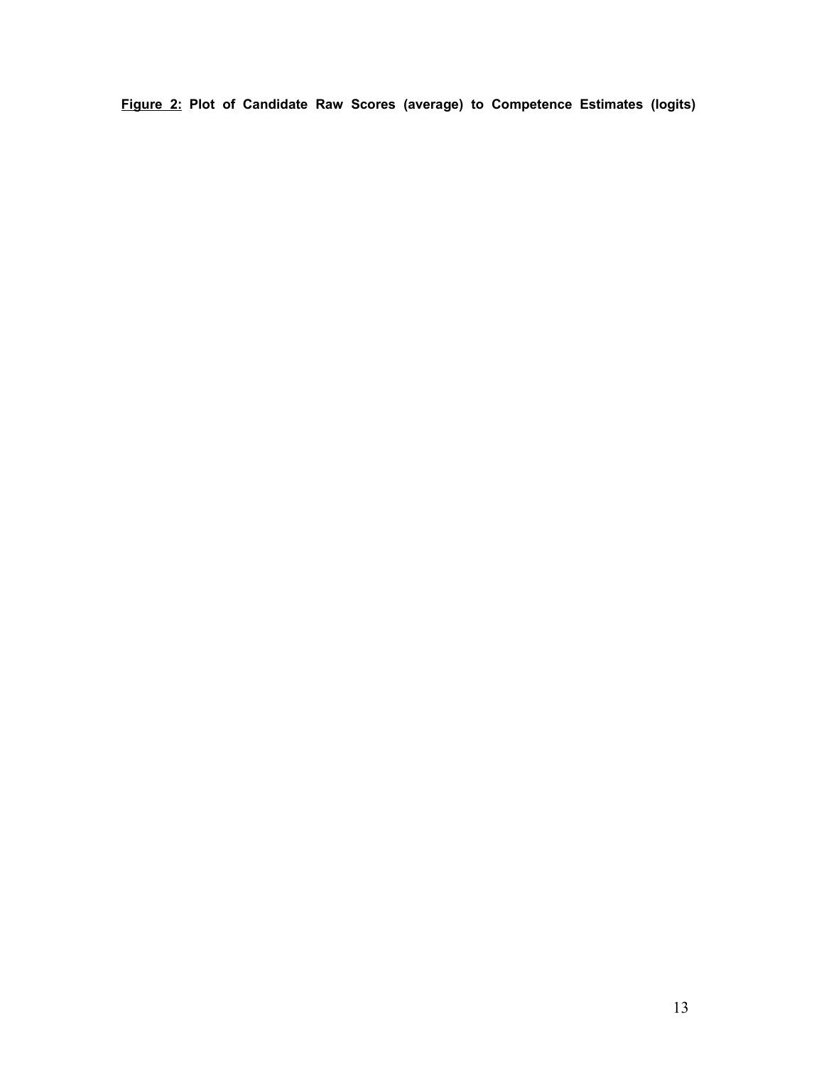**Figure 2:** **Plot of Candidate Raw Scores (average) to Competence Estimates (logits)**